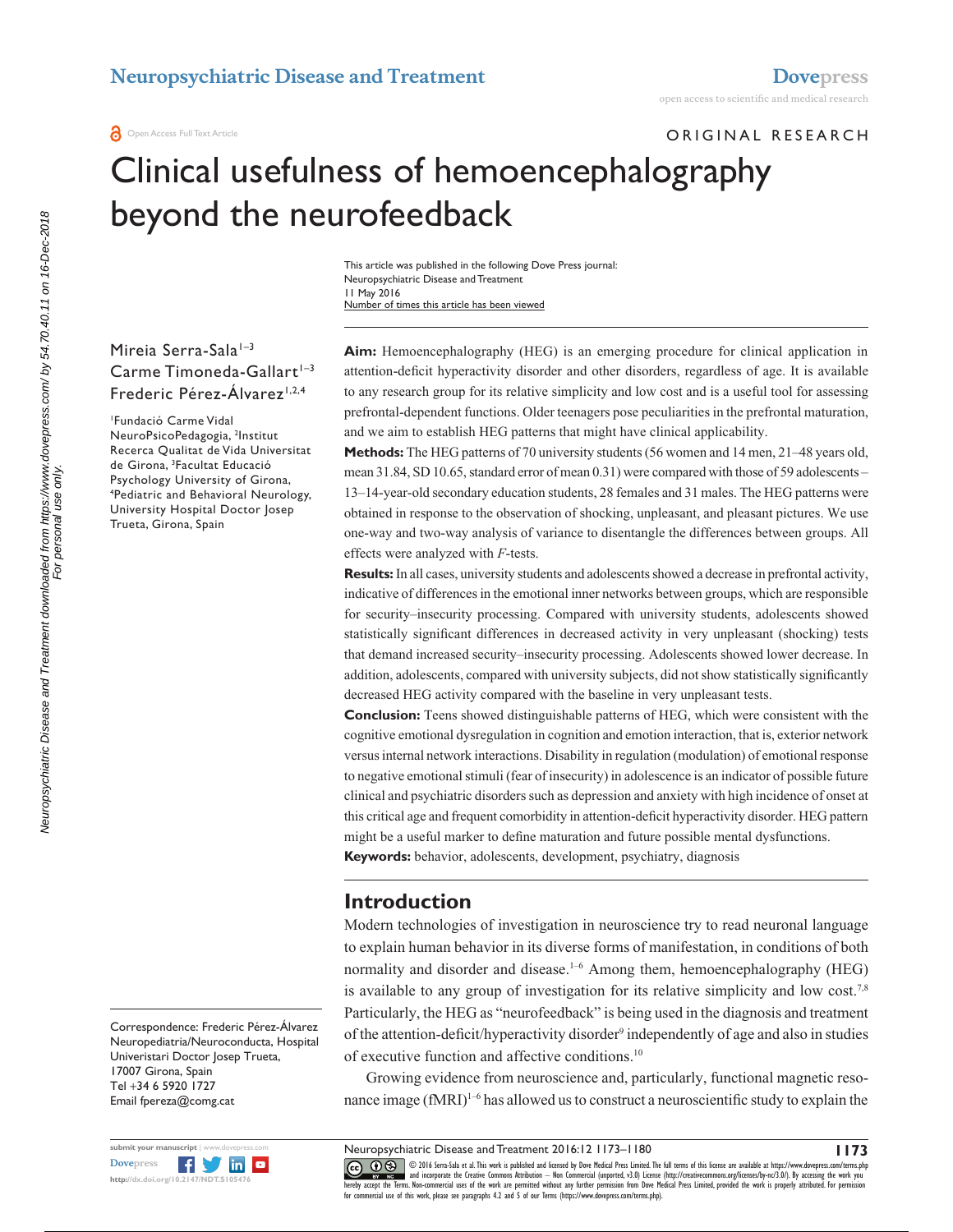ORIGINAL RESEARCH

# Clinical usefulness of hemoencephalography beyond the neurofeedback

This article was published in the following Dove Press journal:
Neuropsychiatric Disease and Treatment
11 May 2016
Number of times this article has been viewed

Mireia Serra-Sala[1–3]
Carme Timoneda-Gallart[1–3]
Frederic Pérez-Álvarez[1,2,4]

[1]Fundació Carme Vidal NeuroPsicoPedagogia, [2]Institut Recerca Qualitat de Vida Universitat de Girona, [3]Facultat Educació Psychology University of Girona, [4]Pediatric and Behavioral Neurology, University Hospital Doctor Josep Trueta, Girona, Spain

**Aim:** Hemoencephalography (HEG) is an emerging procedure for clinical application in attention-deficit hyperactivity disorder and other disorders, regardless of age. It is available to any research group for its relative simplicity and low cost and is a useful tool for assessing prefrontal-dependent functions. Older teenagers pose peculiarities in the prefrontal maturation, and we aim to establish HEG patterns that might have clinical applicability.

**Methods:** The HEG patterns of 70 university students (56 women and 14 men, 21–48 years old, mean 31.84, SD 10.65, standard error of mean 0.31) were compared with those of 59 adolescents – 13–14-year-old secondary education students, 28 females and 31 males. The HEG patterns were obtained in response to the observation of shocking, unpleasant, and pleasant pictures. We use one-way and two-way analysis of variance to disentangle the differences between groups. All effects were analyzed with *F*-tests.

**Results:** In all cases, university students and adolescents showed a decrease in prefrontal activity, indicative of differences in the emotional inner networks between groups, which are responsible for security–insecurity processing. Compared with university students, adolescents showed statistically significant differences in decreased activity in very unpleasant (shocking) tests that demand increased security–insecurity processing. Adolescents showed lower decrease. In addition, adolescents, compared with university subjects, did not show statistically significantly decreased HEG activity compared with the baseline in very unpleasant tests.

**Conclusion:** Teens showed distinguishable patterns of HEG, which were consistent with the cognitive emotional dysregulation in cognition and emotion interaction, that is, exterior network versus internal network interactions. Disability in regulation (modulation) of emotional response to negative emotional stimuli (fear of insecurity) in adolescence is an indicator of possible future clinical and psychiatric disorders such as depression and anxiety with high incidence of onset at this critical age and frequent comorbidity in attention-deficit hyperactivity disorder. HEG pattern might be a useful marker to define maturation and future possible mental dysfunctions.

**Keywords:** behavior, adolescents, development, psychiatry, diagnosis

## Introduction

Modern technologies of investigation in neuroscience try to read neuronal language to explain human behavior in its diverse forms of manifestation, in conditions of both normality and disorder and disease.[1–6] Among them, hemoencephalography (HEG) is available to any group of investigation for its relative simplicity and low cost.[7,8] Particularly, the HEG as "neurofeedback" is being used in the diagnosis and treatment of the attention-deficit/hyperactivity disorder[9] independently of age and also in studies of executive function and affective conditions.[10]

Growing evidence from neuroscience and, particularly, functional magnetic resonance image (fMRI)[1–6] has allowed us to construct a neuroscientific study to explain the

Correspondence: Frederic Pérez-Álvarez
Neuropediatria/Neuroconducta, Hospital Univeristari Doctor Josep Trueta, 17007 Girona, Spain
Tel +34 6 5920 1727
Email fpereza@comg.cat

© 2016 Serra-Sala et al. This work is published and licensed by Dove Medical Press Limited. The full terms of this license are available at https://www.dovepress.com/terms.php and incorporate the Creative Commons Attribution – Non Commercial (unported, v3.0) License (http://creativecommons.org/licenses/by-nc/3.0/). By accessing the work you hereby accept the Terms. Non-commercial uses of the work are permitted without any further permission from Dove Medical Press Limited, provided the work is properly attributed. For permission for commercial use of this work, please see paragraphs 4.2 and 5 of our Terms (https://www.dovepress.com/terms.php).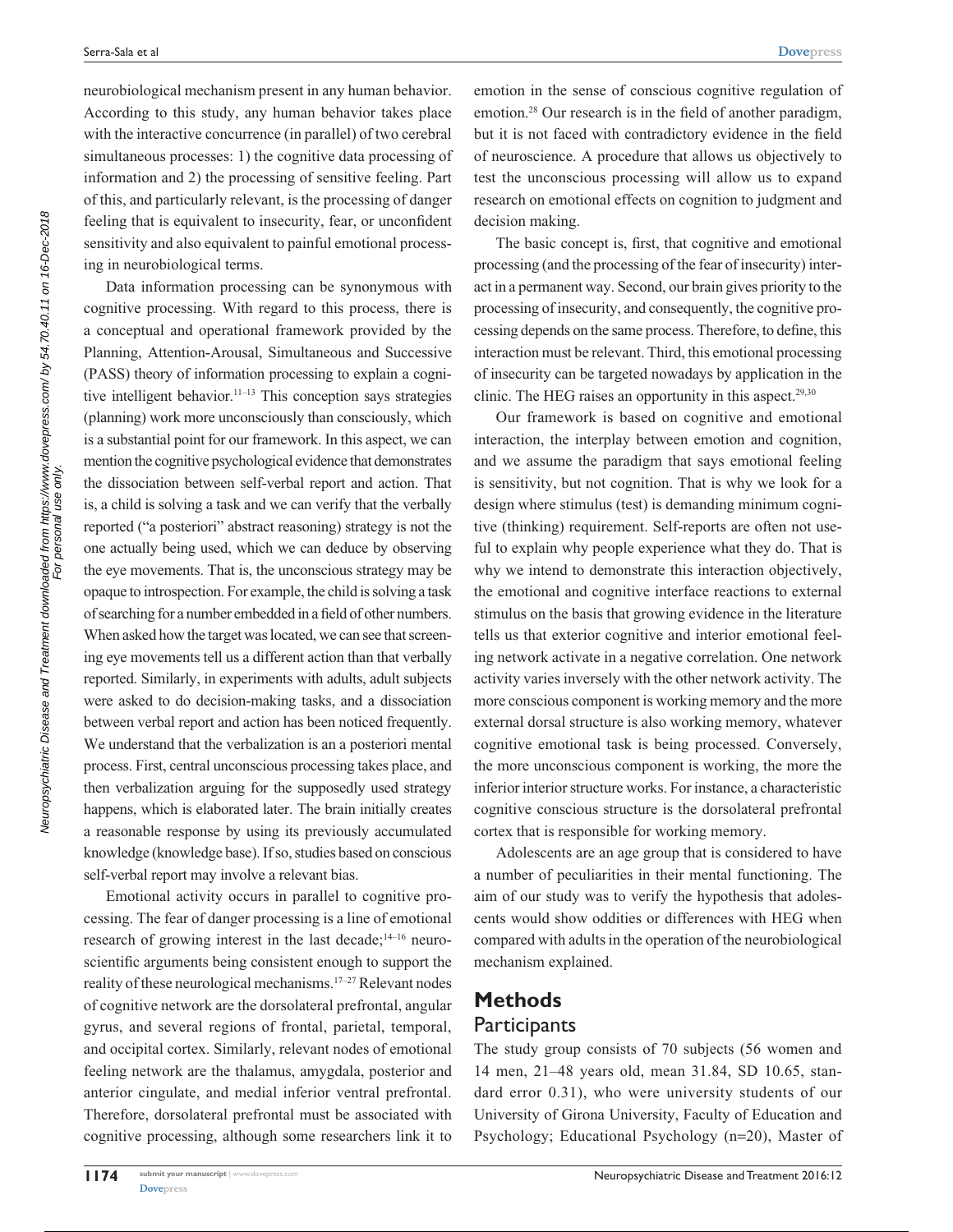neurobiological mechanism present in any human behavior. According to this study, any human behavior takes place with the interactive concurrence (in parallel) of two cerebral simultaneous processes: 1) the cognitive data processing of information and 2) the processing of sensitive feeling. Part of this, and particularly relevant, is the processing of danger feeling that is equivalent to insecurity, fear, or unconfident sensitivity and also equivalent to painful emotional processing in neurobiological terms.

Data information processing can be synonymous with cognitive processing. With regard to this process, there is a conceptual and operational framework provided by the Planning, Attention-Arousal, Simultaneous and Successive (PASS) theory of information processing to explain a cognitive intelligent behavior.[11–13] This conception says strategies (planning) work more unconsciously than consciously, which is a substantial point for our framework. In this aspect, we can mention the cognitive psychological evidence that demonstrates the dissociation between self-verbal report and action. That is, a child is solving a task and we can verify that the verbally reported ("a posteriori" abstract reasoning) strategy is not the one actually being used, which we can deduce by observing the eye movements. That is, the unconscious strategy may be opaque to introspection. For example, the child is solving a task of searching for a number embedded in a field of other numbers. When asked how the target was located, we can see that screening eye movements tell us a different action than that verbally reported. Similarly, in experiments with adults, adult subjects were asked to do decision-making tasks, and a dissociation between verbal report and action has been noticed frequently. We understand that the verbalization is an a posteriori mental process. First, central unconscious processing takes place, and then verbalization arguing for the supposedly used strategy happens, which is elaborated later. The brain initially creates a reasonable response by using its previously accumulated knowledge (knowledge base). If so, studies based on conscious self-verbal report may involve a relevant bias.

Emotional activity occurs in parallel to cognitive processing. The fear of danger processing is a line of emotional research of growing interest in the last decade;[14–16] neuroscientific arguments being consistent enough to support the reality of these neurological mechanisms.[17–27] Relevant nodes of cognitive network are the dorsolateral prefrontal, angular gyrus, and several regions of frontal, parietal, temporal, and occipital cortex. Similarly, relevant nodes of emotional feeling network are the thalamus, amygdala, posterior and anterior cingulate, and medial inferior ventral prefrontal. Therefore, dorsolateral prefrontal must be associated with cognitive processing, although some researchers link it to emotion in the sense of conscious cognitive regulation of emotion.[28] Our research is in the field of another paradigm, but it is not faced with contradictory evidence in the field of neuroscience. A procedure that allows us objectively to test the unconscious processing will allow us to expand research on emotional effects on cognition to judgment and decision making.

The basic concept is, first, that cognitive and emotional processing (and the processing of the fear of insecurity) interact in a permanent way. Second, our brain gives priority to the processing of insecurity, and consequently, the cognitive processing depends on the same process. Therefore, to define, this interaction must be relevant. Third, this emotional processing of insecurity can be targeted nowadays by application in the clinic. The HEG raises an opportunity in this aspect.[29,30]

Our framework is based on cognitive and emotional interaction, the interplay between emotion and cognition, and we assume the paradigm that says emotional feeling is sensitivity, but not cognition. That is why we look for a design where stimulus (test) is demanding minimum cognitive (thinking) requirement. Self-reports are often not useful to explain why people experience what they do. That is why we intend to demonstrate this interaction objectively, the emotional and cognitive interface reactions to external stimulus on the basis that growing evidence in the literature tells us that exterior cognitive and interior emotional feeling network activate in a negative correlation. One network activity varies inversely with the other network activity. The more conscious component is working memory and the more external dorsal structure is also working memory, whatever cognitive emotional task is being processed. Conversely, the more unconscious component is working, the more the inferior interior structure works. For instance, a characteristic cognitive conscious structure is the dorsolateral prefrontal cortex that is responsible for working memory.

Adolescents are an age group that is considered to have a number of peculiarities in their mental functioning. The aim of our study was to verify the hypothesis that adolescents would show oddities or differences with HEG when compared with adults in the operation of the neurobiological mechanism explained.

# Methods

## Participants

The study group consists of 70 subjects (56 women and 14 men, 21–48 years old, mean 31.84, SD 10.65, standard error 0.31), who were university students of our University of Girona University, Faculty of Education and Psychology; Educational Psychology (n=20), Master of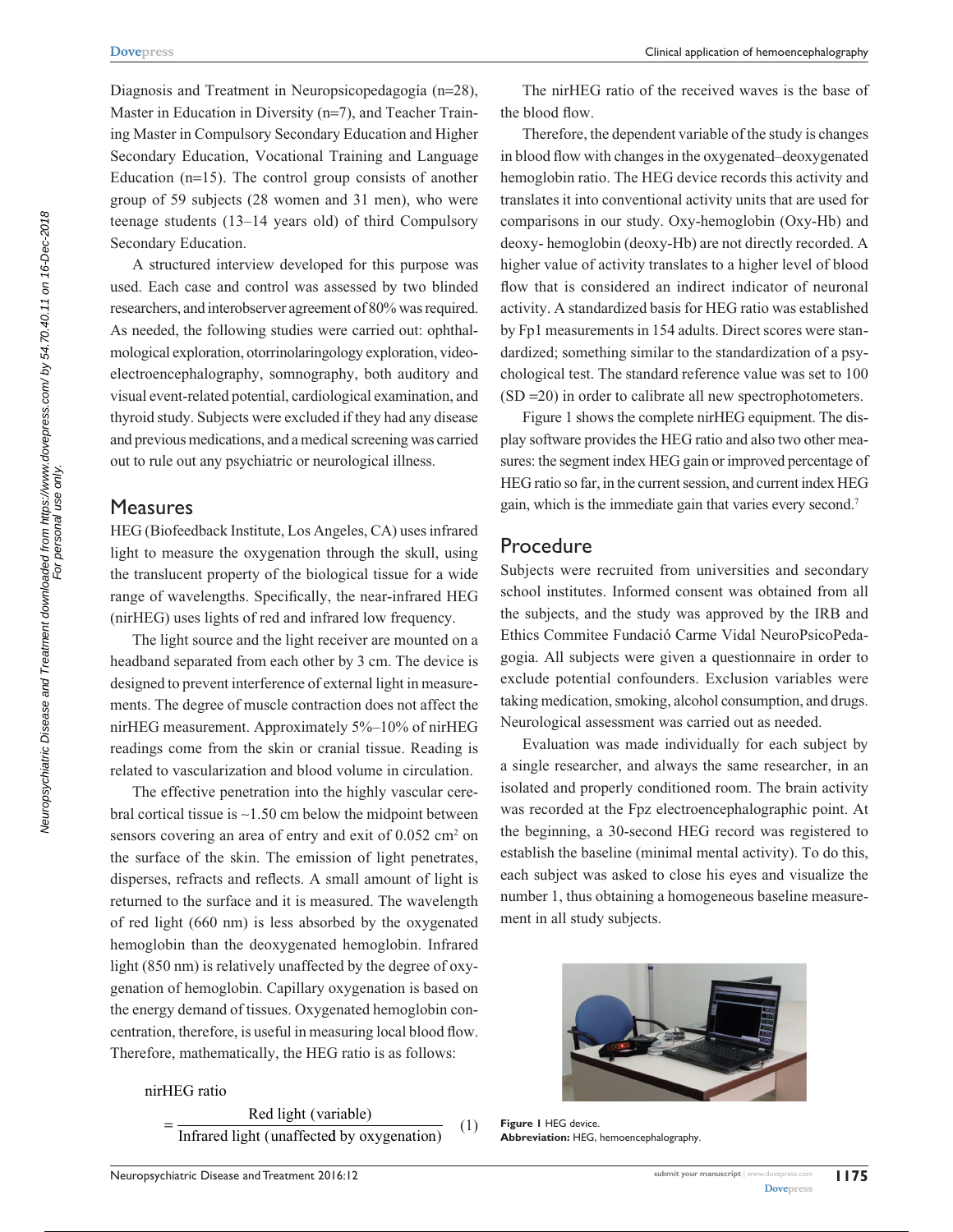Diagnosis and Treatment in Neuropsicopedagogía (n=28), Master in Education in Diversity (n=7), and Teacher Training Master in Compulsory Secondary Education and Higher Secondary Education, Vocational Training and Language Education (n=15). The control group consists of another group of 59 subjects (28 women and 31 men), who were teenage students (13–14 years old) of third Compulsory Secondary Education.

A structured interview developed for this purpose was used. Each case and control was assessed by two blinded researchers, and interobserver agreement of 80% was required. As needed, the following studies were carried out: ophthalmological exploration, otorrinolaringology exploration, video-electroencephalography, somnography, both auditory and visual event-related potential, cardiological examination, and thyroid study. Subjects were excluded if they had any disease and previous medications, and a medical screening was carried out to rule out any psychiatric or neurological illness.

## Measures

HEG (Biofeedback Institute, Los Angeles, CA) uses infrared light to measure the oxygenation through the skull, using the translucent property of the biological tissue for a wide range of wavelengths. Specifically, the near-infrared HEG (nirHEG) uses lights of red and infrared low frequency.

The light source and the light receiver are mounted on a headband separated from each other by 3 cm. The device is designed to prevent interference of external light in measurements. The degree of muscle contraction does not affect the nirHEG measurement. Approximately 5%–10% of nirHEG readings come from the skin or cranial tissue. Reading is related to vascularization and blood volume in circulation.

The effective penetration into the highly vascular cerebral cortical tissue is ~1.50 cm below the midpoint between sensors covering an area of entry and exit of 0.052 cm$^2$ on the surface of the skin. The emission of light penetrates, disperses, refracts and reflects. A small amount of light is returned to the surface and it is measured. The wavelength of red light (660 nm) is less absorbed by the oxygenated hemoglobin than the deoxygenated hemoglobin. Infrared light (850 nm) is relatively unaffected by the degree of oxygenation of hemoglobin. Capillary oxygenation is based on the energy demand of tissues. Oxygenated hemoglobin concentration, therefore, is useful in measuring local blood flow. Therefore, mathematically, the HEG ratio is as follows:

$$\text{nirHEG ratio} = \frac{\text{Red light (variable)}}{\text{Infrared light (unaffected by oxygenation)}} \quad (1)$$

The nirHEG ratio of the received waves is the base of the blood flow.

Therefore, the dependent variable of the study is changes in blood flow with changes in the oxygenated–deoxygenated hemoglobin ratio. The HEG device records this activity and translates it into conventional activity units that are used for comparisons in our study. Oxy-hemoglobin (Oxy-Hb) and deoxy- hemoglobin (deoxy-Hb) are not directly recorded. A higher value of activity translates to a higher level of blood flow that is considered an indirect indicator of neuronal activity. A standardized basis for HEG ratio was established by Fp1 measurements in 154 adults. Direct scores were standardized; something similar to the standardization of a psychological test. The standard reference value was set to 100 (SD =20) in order to calibrate all new spectrophotometers.

Figure 1 shows the complete nirHEG equipment. The display software provides the HEG ratio and also two other measures: the segment index HEG gain or improved percentage of HEG ratio so far, in the current session, and current index HEG gain, which is the immediate gain that varies every second.[7]

## Procedure

Subjects were recruited from universities and secondary school institutes. Informed consent was obtained from all the subjects, and the study was approved by the IRB and Ethics Commitee Fundació Carme Vidal NeuroPsicoPedagogia. All subjects were given a questionnaire in order to exclude potential confounders. Exclusion variables were taking medication, smoking, alcohol consumption, and drugs. Neurological assessment was carried out as needed.

Evaluation was made individually for each subject by a single researcher, and always the same researcher, in an isolated and properly conditioned room. The brain activity was recorded at the Fpz electroencephalographic point. At the beginning, a 30-second HEG record was registered to establish the baseline (minimal mental activity). To do this, each subject was asked to close his eyes and visualize the number 1, thus obtaining a homogeneous baseline measurement in all study subjects.

**Figure 1** HEG device.
**Abbreviation:** HEG, hoemencephalography.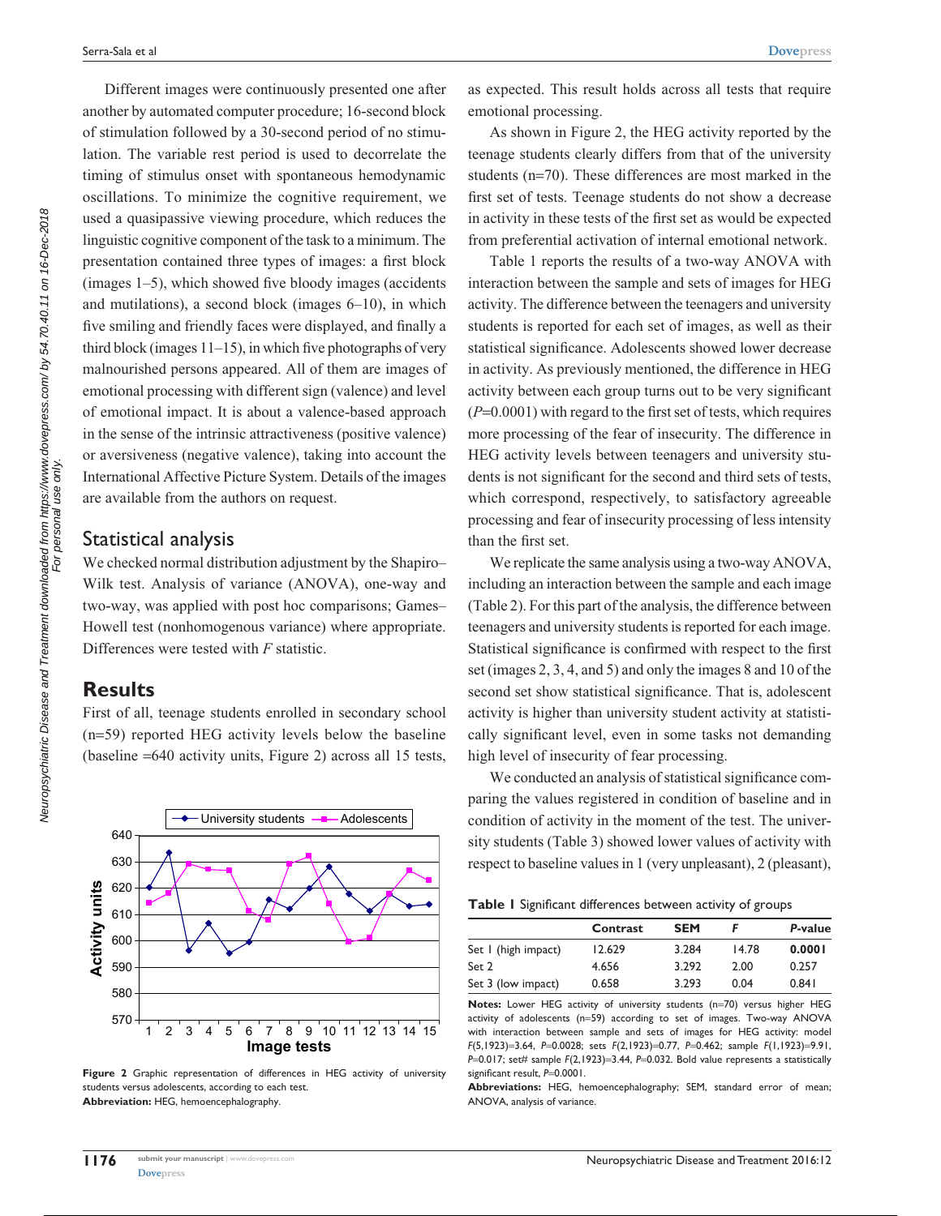Different images were continuously presented one after another by automated computer procedure; 16-second block of stimulation followed by a 30-second period of no stimulation. The variable rest period is used to decorrelate the timing of stimulus onset with spontaneous hemodynamic oscillations. To minimize the cognitive requirement, we used a quasipassive viewing procedure, which reduces the linguistic cognitive component of the task to a minimum. The presentation contained three types of images: a first block (images 1–5), which showed five bloody images (accidents and mutilations), a second block (images 6–10), in which five smiling and friendly faces were displayed, and finally a third block (images 11–15), in which five photographs of very malnourished persons appeared. All of them are images of emotional processing with different sign (valence) and level of emotional impact. It is about a valence-based approach in the sense of the intrinsic attractiveness (positive valence) or aversiveness (negative valence), taking into account the International Affective Picture System. Details of the images are available from the authors on request.

## Statistical analysis

We checked normal distribution adjustment by the Shapiro–Wilk test. Analysis of variance (ANOVA), one-way and two-way, was applied with post hoc comparisons; Games–Howell test (nonhomogenous variance) where appropriate. Differences were tested with *F* statistic.

## Results

First of all, teenage students enrolled in secondary school (n=59) reported HEG activity levels below the baseline (baseline =640 activity units, Figure 2) across all 15 tests, as expected. This result holds across all tests that require emotional processing.

**Figure 2** Graphic representation of differences in HEG activity of university students versus adolescents, according to each test.
**Abbreviation:** HEG, hemoencephalography.

As shown in Figure 2, the HEG activity reported by the teenage students clearly differs from that of the university students (n=70). These differences are most marked in the first set of tests. Teenage students do not show a decrease in activity in these tests of the first set as would be expected from preferential activation of internal emotional network.

Table 1 reports the results of a two-way ANOVA with interaction between the sample and sets of images for HEG activity. The difference between the teenagers and university students is reported for each set of images, as well as their statistical significance. Adolescents showed lower decrease in activity. As previously mentioned, the difference in HEG activity between each group turns out to be very significant ($P$=0.0001) with regard to the first set of tests, which requires more processing of the fear of insecurity. The difference in HEG activity levels between teenagers and university students is not significant for the second and third sets of tests, which correspond, respectively, to satisfactory agreeable processing and fear of insecurity processing of less intensity than the first set.

We replicate the same analysis using a two-way ANOVA, including an interaction between the sample and each image (Table 2). For this part of the analysis, the difference between teenagers and university students is reported for each image. Statistical significance is confirmed with respect to the first set (images 2, 3, 4, and 5) and only the images 8 and 10 of the second set show statistical significance. That is, adolescent activity is higher than university student activity at statistically significant level, even in some tasks not demanding high level of insecurity of fear processing.

We conducted an analysis of statistical significance comparing the values registered in condition of baseline and in condition of activity in the moment of the test. The university students (Table 3) showed lower values of activity with respect to baseline values in 1 (very unpleasant), 2 (pleasant),

**Table 1** Significant differences between activity of groups

| | Contrast | SEM | *F* | *P*-value |
|---|---|---|---|---|
| Set 1 (high impact) | 12.629 | 3.284 | 14.78 | **0.0001** |
| Set 2 | 4.656 | 3.292 | 2.00 | 0.257 |
| Set 3 (low impact) | 0.658 | 3.293 | 0.04 | 0.841 |

**Notes:** Lower HEG activity of university students (n=70) versus higher HEG activity of adolescents (n=59) according to set of images. Two-way ANOVA with interaction between sample and sets of images for HEG activity: model $F(5,1923)=3.64$, $P=0.0028$; sets $F(2,1923)=0.77$, $P=0.462$; sample $F(1,1923)=9.91$, $P=0.017$; set# sample $F(2,1923)=3.44$, $P=0.032$. Bold value represents a statistically significant result, $P=0.0001$.

**Abbreviations:** HEG, hemoencephalography; SEM, standard error of mean; ANOVA, analysis of variance.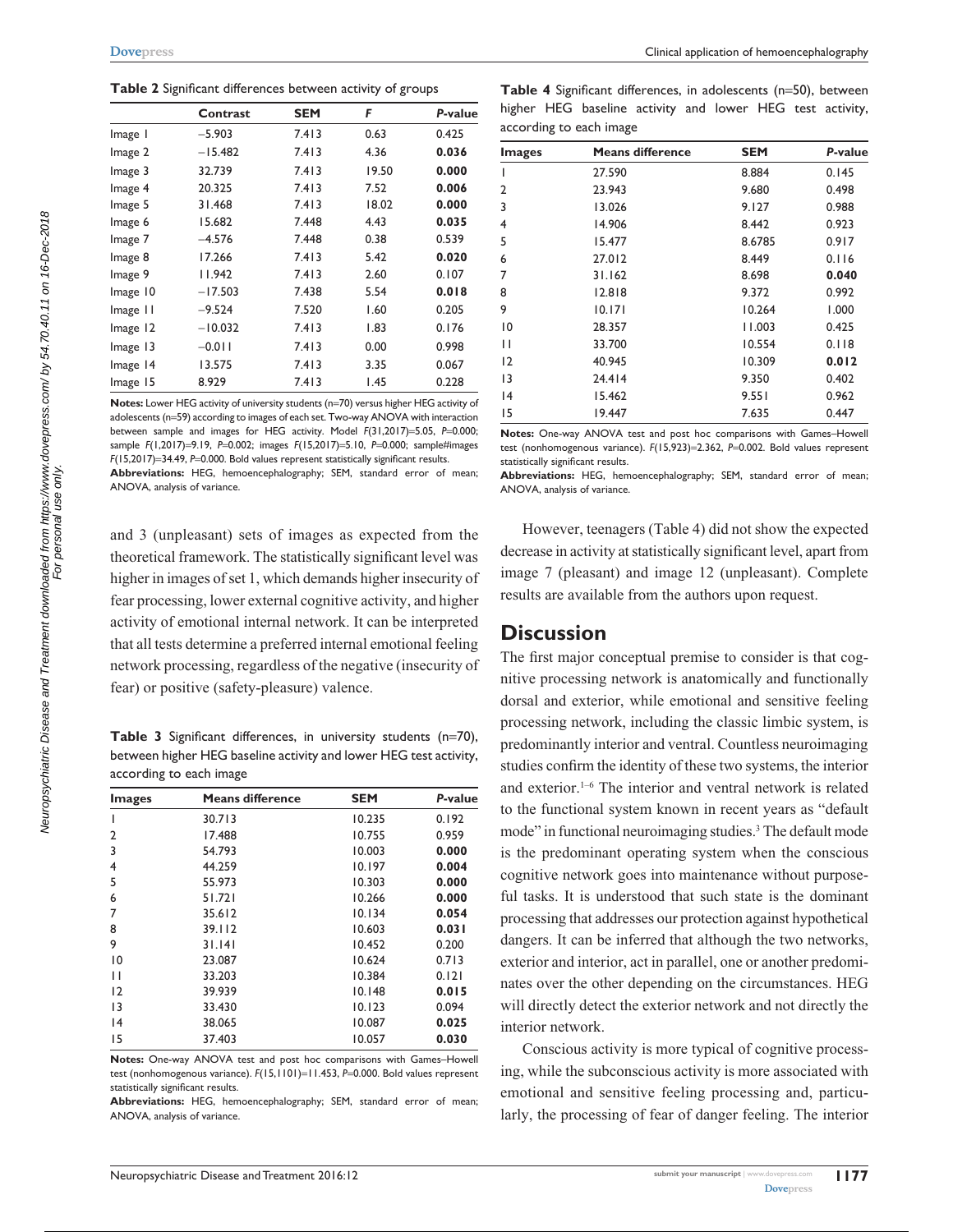**Table 2** Significant differences between activity of groups

| | Contrast | SEM | *F* | *P*-value |
|---|---|---|---|---|
| Image 1 | −5.903 | 7.413 | 0.63 | 0.425 |
| Image 2 | −15.482 | 7.413 | 4.36 | **0.036** |
| Image 3 | 32.739 | 7.413 | 19.50 | **0.000** |
| Image 4 | 20.325 | 7.413 | 7.52 | **0.006** |
| Image 5 | 31.468 | 7.413 | 18.02 | **0.000** |
| Image 6 | 15.682 | 7.448 | 4.43 | **0.035** |
| Image 7 | −4.576 | 7.448 | 0.38 | 0.539 |
| Image 8 | 17.266 | 7.413 | 5.42 | **0.020** |
| Image 9 | 11.942 | 7.413 | 2.60 | 0.107 |
| Image 10 | −17.503 | 7.438 | 5.54 | **0.018** |
| Image 11 | −9.524 | 7.520 | 1.60 | 0.205 |
| Image 12 | −10.032 | 7.413 | 1.83 | 0.176 |
| Image 13 | −0.011 | 7.413 | 0.00 | 0.998 |
| Image 14 | 13.575 | 7.413 | 3.35 | 0.067 |
| Image 15 | 8.929 | 7.413 | 1.45 | 0.228 |

**Notes:** Lower HEG activity of university students (n=70) versus higher HEG activity of adolescents (n=59) according to images of each set. Two-way ANOVA with interaction between sample and images for HEG activity. Model $F(31,2017)=5.05$, $P=0.000$; sample $F(1,2017)=9.19$, $P=0.002$; images $F(15,2017)=5.10$, $P=0.000$; sample#images $F(15,2017)=34.49$, $P=0.000$. Bold values represent statistically significant results.
**Abbreviations:** HEG, hemoencephalography; SEM, standard error of mean; ANOVA, analysis of variance.

and 3 (unpleasant) sets of images as expected from the theoretical framework. The statistically significant level was higher in images of set 1, which demands higher insecurity of fear processing, lower external cognitive activity, and higher activity of emotional internal network. It can be interpreted that all tests determine a preferred internal emotional feeling network processing, regardless of the negative (insecurity of fear) or positive (safety-pleasure) valence.

**Table 3** Significant differences, in university students (n=70), between higher HEG baseline activity and lower HEG test activity, according to each image

| Images | Means difference | SEM | *P*-value |
|---|---|---|---|
| 1 | 30.713 | 10.235 | 0.192 |
| 2 | 17.488 | 10.755 | 0.959 |
| 3 | 54.793 | 10.003 | **0.000** |
| 4 | 44.259 | 10.197 | **0.004** |
| 5 | 55.973 | 10.303 | **0.000** |
| 6 | 51.721 | 10.266 | **0.000** |
| 7 | 35.612 | 10.134 | **0.054** |
| 8 | 39.112 | 10.603 | **0.031** |
| 9 | 31.141 | 10.452 | 0.200 |
| 10 | 23.087 | 10.624 | 0.713 |
| 11 | 33.203 | 10.384 | 0.121 |
| 12 | 39.939 | 10.148 | **0.015** |
| 13 | 33.430 | 10.123 | 0.094 |
| 14 | 38.065 | 10.087 | **0.025** |
| 15 | 37.403 | 10.057 | **0.030** |

**Notes:** One-way ANOVA test and post hoc comparisons with Games–Howell test (nonhomogenous variance). $F(15,1101)=11.453$, $P=0.000$. Bold values represent statistically significant results.
**Abbreviations:** HEG, hemoencephalography; SEM, standard error of mean; ANOVA, analysis of variance.

**Table 4** Significant differences, in adolescents (n=50), between higher HEG baseline activity and lower HEG test activity, according to each image

| Images | Means difference | SEM | *P*-value |
|---|---|---|---|
| 1 | 27.590 | 8.884 | 0.145 |
| 2 | 23.943 | 9.680 | 0.498 |
| 3 | 13.026 | 9.127 | 0.988 |
| 4 | 14.906 | 8.442 | 0.923 |
| 5 | 15.477 | 8.6785 | 0.917 |
| 6 | 27.012 | 8.449 | 0.116 |
| 7 | 31.162 | 8.698 | **0.040** |
| 8 | 12.818 | 9.372 | 0.992 |
| 9 | 10.171 | 10.264 | 1.000 |
| 10 | 28.357 | 11.003 | 0.425 |
| 11 | 33.700 | 10.554 | 0.118 |
| 12 | 40.945 | 10.309 | **0.012** |
| 13 | 24.414 | 9.350 | 0.402 |
| 14 | 15.462 | 9.551 | 0.962 |
| 15 | 19.447 | 7.635 | 0.447 |

**Notes:** One-way ANOVA test and post hoc comparisons with Games–Howell test (nonhomogenous variance). $F(15,923)=2.362$, $P=0.002$. Bold values represent statistically significant results.
**Abbreviations:** HEG, hemoencephalography; SEM, standard error of mean; ANOVA, analysis of variance.

However, teenagers (Table 4) did not show the expected decrease in activity at statistically significant level, apart from image 7 (pleasant) and image 12 (unpleasant). Complete results are available from the authors upon request.

## Discussion

The first major conceptual premise to consider is that cognitive processing network is anatomically and functionally dorsal and exterior, while emotional and sensitive feeling processing network, including the classic limbic system, is predominantly interior and ventral. Countless neuroimaging studies confirm the identity of these two systems, the interior and exterior.[1–6] The interior and ventral network is related to the functional system known in recent years as "default mode" in functional neuroimaging studies.[3] The default mode is the predominant operating system when the conscious cognitive network goes into maintenance without purposeful tasks. It is understood that such state is the dominant processing that addresses our protection against hypothetical dangers. It can be inferred that although the two networks, exterior and interior, act in parallel, one or another predominates over the other depending on the circumstances. HEG will directly detect the exterior network and not directly the interior network.

Conscious activity is more typical of cognitive processing, while the subconscious activity is more associated with emotional and sensitive feeling processing and, particularly, the processing of fear of danger feeling. The interior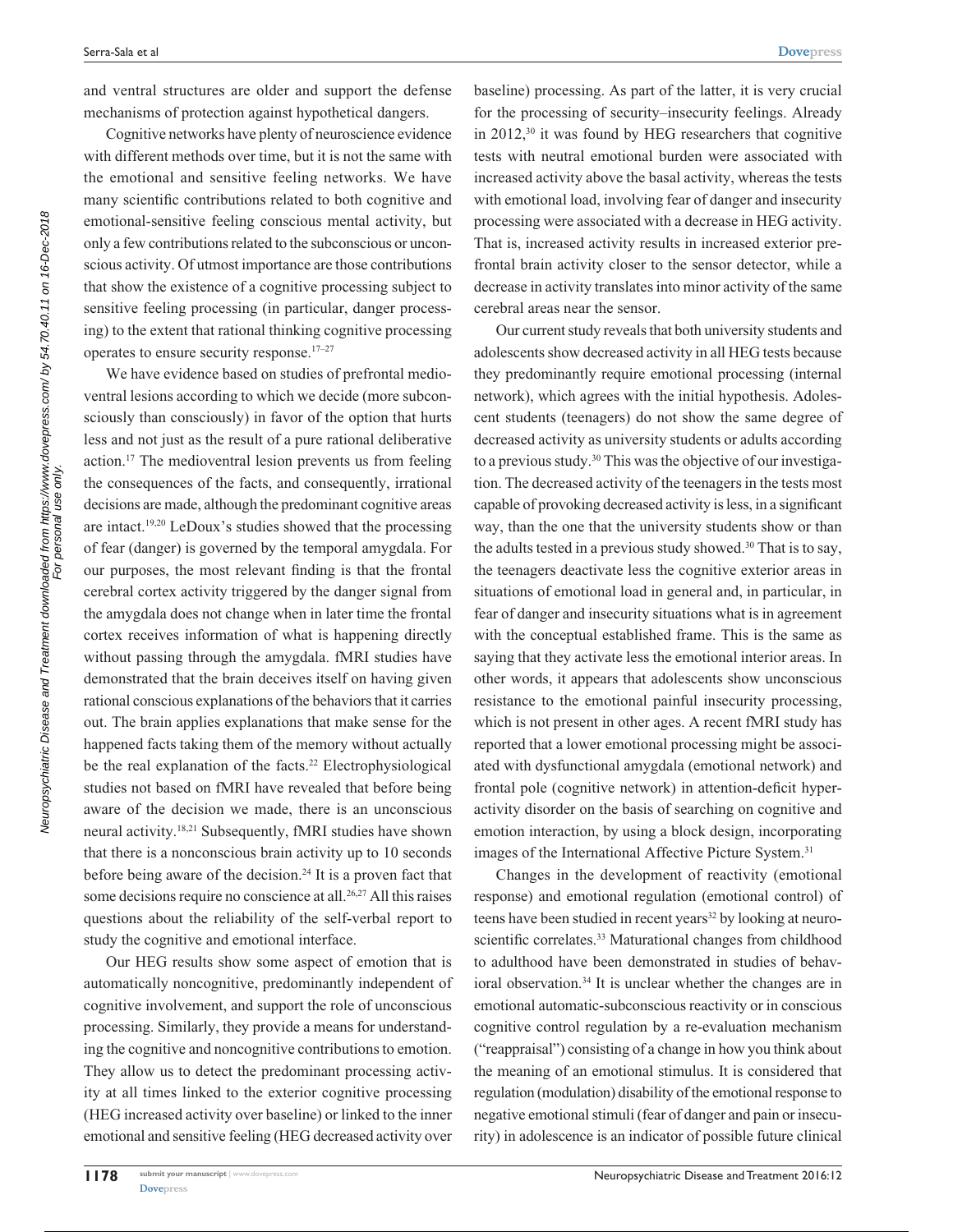and ventral structures are older and support the defense mechanisms of protection against hypothetical dangers.

Cognitive networks have plenty of neuroscience evidence with different methods over time, but it is not the same with the emotional and sensitive feeling networks. We have many scientific contributions related to both cognitive and emotional-sensitive feeling conscious mental activity, but only a few contributions related to the subconscious or unconscious activity. Of utmost importance are those contributions that show the existence of a cognitive processing subject to sensitive feeling processing (in particular, danger processing) to the extent that rational thinking cognitive processing operates to ensure security response.[17–27]

We have evidence based on studies of prefrontal medioventral lesions according to which we decide (more subconsciously than consciously) in favor of the option that hurts less and not just as the result of a pure rational deliberative action.[17] The medioventral lesion prevents us from feeling the consequences of the facts, and consequently, irrational decisions are made, although the predominant cognitive areas are intact.[19,20] LeDoux's studies showed that the processing of fear (danger) is governed by the temporal amygdala. For our purposes, the most relevant finding is that the frontal cerebral cortex activity triggered by the danger signal from the amygdala does not change when in later time the frontal cortex receives information of what is happening directly without passing through the amygdala. fMRI studies have demonstrated that the brain deceives itself on having given rational conscious explanations of the behaviors that it carries out. The brain applies explanations that make sense for the happened facts taking them of the memory without actually be the real explanation of the facts.[22] Electrophysiological studies not based on fMRI have revealed that before being aware of the decision we made, there is an unconscious neural activity.[18,21] Subsequently, fMRI studies have shown that there is a nonconscious brain activity up to 10 seconds before being aware of the decision.[24] It is a proven fact that some decisions require no conscience at all.[26,27] All this raises questions about the reliability of the self-verbal report to study the cognitive and emotional interface.

Our HEG results show some aspect of emotion that is automatically noncognitive, predominantly independent of cognitive involvement, and support the role of unconscious processing. Similarly, they provide a means for understanding the cognitive and noncognitive contributions to emotion. They allow us to detect the predominant processing activity at all times linked to the exterior cognitive processing (HEG increased activity over baseline) or linked to the inner emotional and sensitive feeling (HEG decreased activity over baseline) processing. As part of the latter, it is very crucial for the processing of security–insecurity feelings. Already in 2012,[30] it was found by HEG researchers that cognitive tests with neutral emotional burden were associated with increased activity above the basal activity, whereas the tests with emotional load, involving fear of danger and insecurity processing were associated with a decrease in HEG activity. That is, increased activity results in increased exterior prefrontal brain activity closer to the sensor detector, while a decrease in activity translates into minor activity of the same cerebral areas near the sensor.

Our current study reveals that both university students and adolescents show decreased activity in all HEG tests because they predominantly require emotional processing (internal network), which agrees with the initial hypothesis. Adolescent students (teenagers) do not show the same degree of decreased activity as university students or adults according to a previous study.[30] This was the objective of our investigation. The decreased activity of the teenagers in the tests most capable of provoking decreased activity is less, in a significant way, than the one that the university students show or than the adults tested in a previous study showed.[30] That is to say, the teenagers deactivate less the cognitive exterior areas in situations of emotional load in general and, in particular, in fear of danger and insecurity situations what is in agreement with the conceptual established frame. This is the same as saying that they activate less the emotional interior areas. In other words, it appears that adolescents show unconscious resistance to the emotional painful insecurity processing, which is not present in other ages. A recent fMRI study has reported that a lower emotional processing might be associated with dysfunctional amygdala (emotional network) and frontal pole (cognitive network) in attention-deficit hyperactivity disorder on the basis of searching on cognitive and emotion interaction, by using a block design, incorporating images of the International Affective Picture System.[31]

Changes in the development of reactivity (emotional response) and emotional regulation (emotional control) of teens have been studied in recent years[32] by looking at neuroscientific correlates.[33] Maturational changes from childhood to adulthood have been demonstrated in studies of behavioral observation.[34] It is unclear whether the changes are in emotional automatic-subconscious reactivity or in conscious cognitive control regulation by a re-evaluation mechanism ("reappraisal") consisting of a change in how you think about the meaning of an emotional stimulus. It is considered that regulation (modulation) disability of the emotional response to negative emotional stimuli (fear of danger and pain or insecurity) in adolescence is an indicator of possible future clinical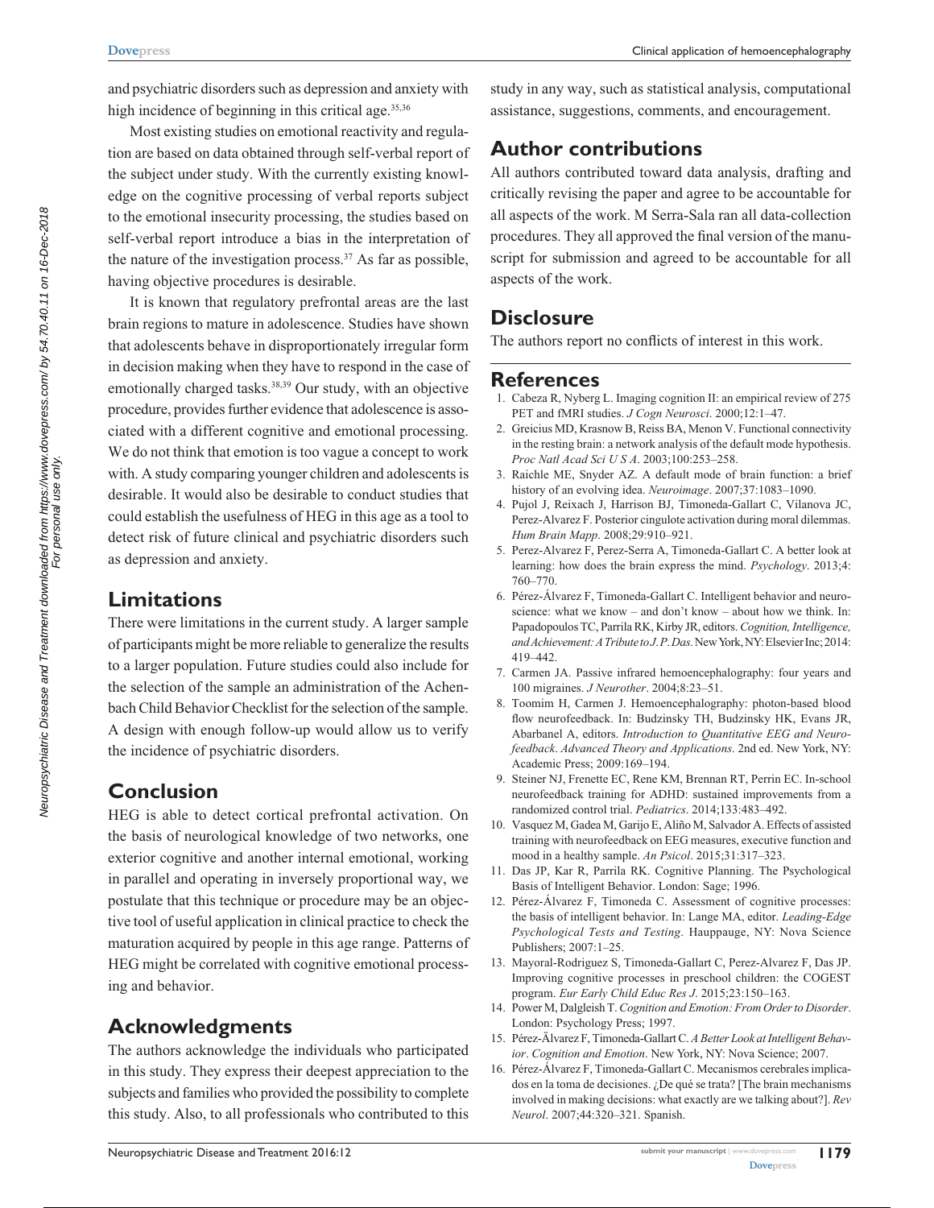and psychiatric disorders such as depression and anxiety with high incidence of beginning in this critical age.[35,36]

Most existing studies on emotional reactivity and regulation are based on data obtained through self-verbal report of the subject under study. With the currently existing knowledge on the cognitive processing of verbal reports subject to the emotional insecurity processing, the studies based on self-verbal report introduce a bias in the interpretation of the nature of the investigation process.[37] As far as possible, having objective procedures is desirable.

It is known that regulatory prefrontal areas are the last brain regions to mature in adolescence. Studies have shown that adolescents behave in disproportionately irregular form in decision making when they have to respond in the case of emotionally charged tasks.[38,39] Our study, with an objective procedure, provides further evidence that adolescence is associated with a different cognitive and emotional processing. We do not think that emotion is too vague a concept to work with. A study comparing younger children and adolescents is desirable. It would also be desirable to conduct studies that could establish the usefulness of HEG in this age as a tool to detect risk of future clinical and psychiatric disorders such as depression and anxiety.

## Limitations

There were limitations in the current study. A larger sample of participants might be more reliable to generalize the results to a larger population. Future studies could also include for the selection of the sample an administration of the Achenbach Child Behavior Checklist for the selection of the sample. A design with enough follow-up would allow us to verify the incidence of psychiatric disorders.

## Conclusion

HEG is able to detect cortical prefrontal activation. On the basis of neurological knowledge of two networks, one exterior cognitive and another internal emotional, working in parallel and operating in inversely proportional way, we postulate that this technique or procedure may be an objective tool of useful application in clinical practice to check the maturation acquired by people in this age range. Patterns of HEG might be correlated with cognitive emotional processing and behavior.

## Acknowledgments

The authors acknowledge the individuals who participated in this study. They express their deepest appreciation to the subjects and families who provided the possibility to complete this study. Also, to all professionals who contributed to this study in any way, such as statistical analysis, computational assistance, suggestions, comments, and encouragement.

## Author contributions

All authors contributed toward data analysis, drafting and critically revising the paper and agree to be accountable for all aspects of the work. M Serra-Sala ran all data-collection procedures. They all approved the final version of the manuscript for submission and agreed to be accountable for all aspects of the work.

## Disclosure

The authors report no conflicts of interest in this work.

## References

1. Cabeza R, Nyberg L. Imaging cognition II: an empirical review of 275 PET and fMRI studies. *J Cogn Neurosci*. 2000;12:1–47.
2. Greicius MD, Krasnow B, Reiss BA, Menon V. Functional connectivity in the resting brain: a network analysis of the default mode hypothesis. *Proc Natl Acad Sci U S A*. 2003;100:253–258.
3. Raichle ME, Snyder AZ. A default mode of brain function: a brief history of an evolving idea. *Neuroimage*. 2007;37:1083–1090.
4. Pujol J, Reixach J, Harrison BJ, Timoneda-Gallart C, Vilanova JC, Perez-Alvarez F. Posterior cingulote activation during moral dilemmas. *Hum Brain Mapp*. 2008;29:910–921.
5. Perez-Alvarez F, Perez-Serra A, Timoneda-Gallart C. A better look at learning: how does the brain express the mind. *Psychology*. 2013;4: 760–770.
6. Pérez-Álvarez F, Timoneda-Gallart C. Intelligent behavior and neuroscience: what we know – and don't know – about how we think. In: Papadopoulos TC, Parrila RK, Kirby JR, editors. *Cognition, Intelligence, and Achievement: A Tribute to J. P. Das*. New York, NY: Elsevier Inc; 2014: 419–442.
7. Carmen JA. Passive infrared hemoencephalography: four years and 100 migraines. *J Neurother*. 2004;8:23–51.
8. Toomim H, Carmen J. Hemoencephalography: photon-based blood flow neurofeedback. In: Budzinsky TH, Budzinsky HK, Evans JR, Abarbanel A, editors. *Introduction to Quantitative EEG and Neurofeedback. Advanced Theory and Applications*. 2nd ed. New York, NY: Academic Press; 2009:169–194.
9. Steiner NJ, Frenette EC, Rene KM, Brennan RT, Perrin EC. In-school neurofeedback training for ADHD: sustained improvements from a randomized control trial. *Pediatrics*. 2014;133:483–492.
10. Vasquez M, Gadea M, Garijo E, Aliño M, Salvador A. Effects of assisted training with neurofeedback on EEG measures, executive function and mood in a healthy sample. *An Psicol*. 2015;31:317–323.
11. Das JP, Kar R, Parrila RK. Cognitive Planning. The Psychological Basis of Intelligent Behavior. London: Sage; 1996.
12. Pérez-Álvarez F, Timoneda C. Assessment of cognitive processes: the basis of intelligent behavior. In: Lange MA, editor. *Leading-Edge Psychological Tests and Testing*. Hauppauge, NY: Nova Science Publishers; 2007:1–25.
13. Mayoral-Rodriguez S, Timoneda-Gallart C, Perez-Alvarez F, Das JP. Improving cognitive processes in preschool children: the COGEST program. *Eur Early Child Educ Res J*. 2015;23:150–163.
14. Power M, Dalgleish T. *Cognition and Emotion: From Order to Disorder*. London: Psychology Press; 1997.
15. Pérez-Älvarez F, Timoneda-Gallart C. *A Better Look at Intelligent Behavior. Cognition and Emotion*. New York, NY: Nova Science; 2007.
16. Pérez-Álvarez F, Timoneda-Gallart C. Mecanismos cerebrales implicados en la toma de decisiones. ¿De qué se trata? [The brain mechanisms involved in making decisions: what exactly are we talking about?]. *Rev Neurol*. 2007;44:320–321. Spanish.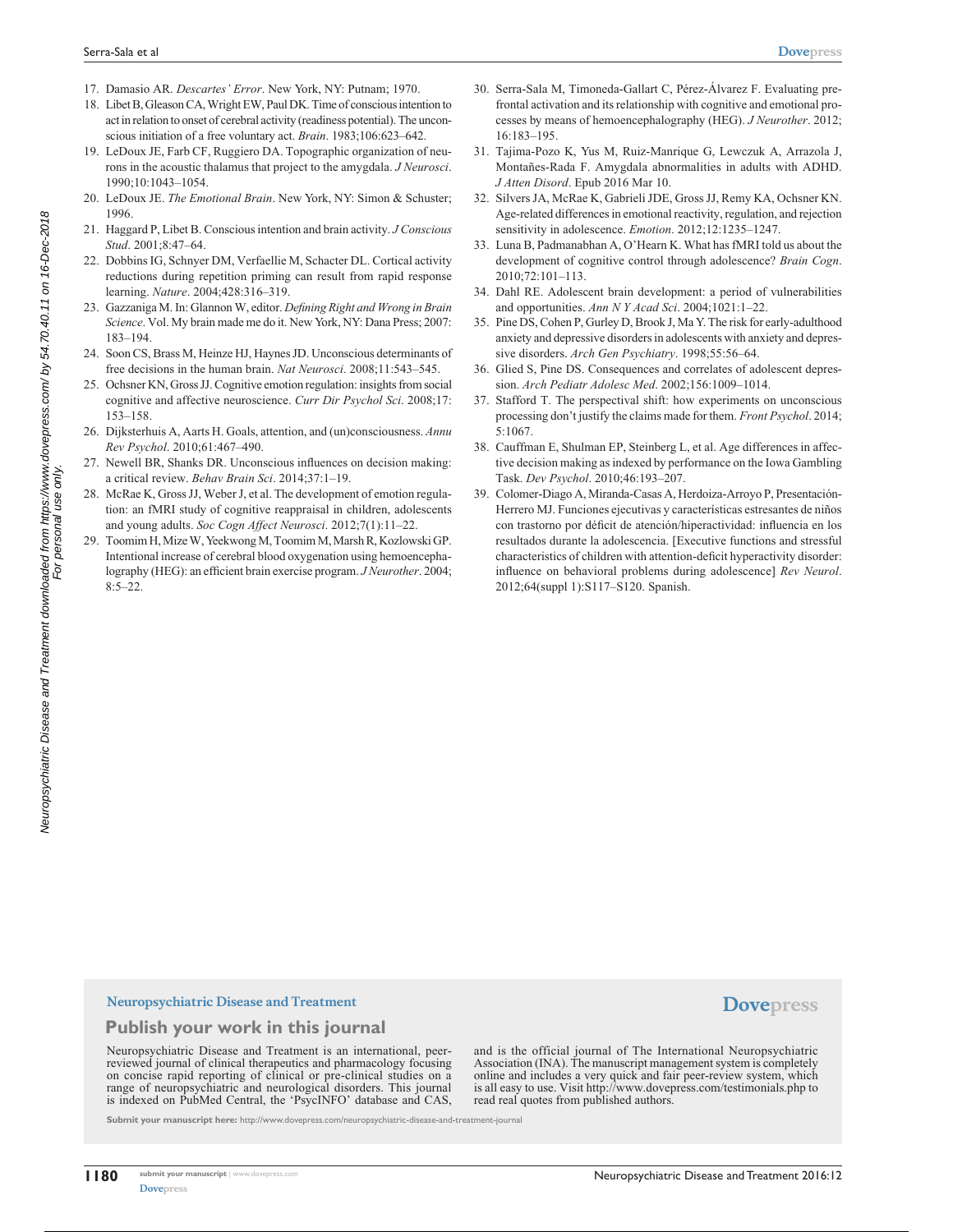17. Damasio AR. *Descartes' Error*. New York, NY: Putnam; 1970.
18. Libet B, Gleason CA, Wright EW, Paul DK. Time of conscious intention to act in relation to onset of cerebral activity (readiness potential). The unconscious initiation of a free voluntary act. *Brain*. 1983;106:623–642.
19. LeDoux JE, Farb CF, Ruggiero DA. Topographic organization of neurons in the acoustic thalamus that project to the amygdala. *J Neurosci*. 1990;10:1043–1054.
20. LeDoux JE. *The Emotional Brain*. New York, NY: Simon & Schuster; 1996.
21. Haggard P, Libet B. Conscious intention and brain activity. *J Conscious Stud*. 2001;8:47–64.
22. Dobbins IG, Schnyer DM, Verfaellie M, Schacter DL. Cortical activity reductions during repetition priming can result from rapid response learning. *Nature*. 2004;428:316–319.
23. Gazzaniga M. In: Glannon W, editor. *Defining Right and Wrong in Brain Science*. Vol. My brain made me do it. New York, NY: Dana Press; 2007: 183–194.
24. Soon CS, Brass M, Heinze HJ, Haynes JD. Unconscious determinants of free decisions in the human brain. *Nat Neurosci*. 2008;11:543–545.
25. Ochsner KN, Gross JJ. Cognitive emotion regulation: insights from social cognitive and affective neuroscience. *Curr Dir Psychol Sci*. 2008;17: 153–158.
26. Dijksterhuis A, Aarts H. Goals, attention, and (un)consciousness. *Annu Rev Psychol*. 2010;61:467–490.
27. Newell BR, Shanks DR. Unconscious influences on decision making: a critical review. *Behav Brain Sci*. 2014;37:1–19.
28. McRae K, Gross JJ, Weber J, et al. The development of emotion regulation: an fMRI study of cognitive reappraisal in children, adolescents and young adults. *Soc Cogn Affect Neurosci*. 2012;7(1):11–22.
29. Toomim H, Mize W, Yeekwong M, Toomim M, Marsh R, Kozlowski GP. Intentional increase of cerebral blood oxygenation using hemoencephalography (HEG): an efficient brain exercise program. *J Neurother*. 2004; 8:5–22.
30. Serra-Sala M, Timoneda-Gallart C, Pérez-Álvarez F. Evaluating prefrontal activation and its relationship with cognitive and emotional processes by means of hemoencephalography (HEG). *J Neurother*. 2012; 16:183–195.
31. Tajima-Pozo K, Yus M, Ruiz-Manrique G, Lewczuk A, Arrazola J, Montañes-Rada F. Amygdala abnormalities in adults with ADHD. *J Atten Disord*. Epub 2016 Mar 10.
32. Silvers JA, McRae K, Gabrieli JDE, Gross JJ, Remy KA, Ochsner KN. Age-related differences in emotional reactivity, regulation, and rejection sensitivity in adolescence. *Emotion*. 2012;12:1235–1247.
33. Luna B, Padmanabhan A, O'Hearn K. What has fMRI told us about the development of cognitive control through adolescence? *Brain Cogn*. 2010;72:101–113.
34. Dahl RE. Adolescent brain development: a period of vulnerabilities and opportunities. *Ann N Y Acad Sci*. 2004;1021:1–22.
35. Pine DS, Cohen P, Gurley D, Brook J, Ma Y. The risk for early-adulthood anxiety and depressive disorders in adolescents with anxiety and depressive disorders. *Arch Gen Psychiatry*. 1998;55:56–64.
36. Glied S, Pine DS. Consequences and correlates of adolescent depression. *Arch Pediatr Adolesc Med*. 2002;156:1009–1014.
37. Stafford T. The perspectival shift: how experiments on unconscious processing don't justify the claims made for them. *Front Psychol*. 2014; 5:1067.
38. Cauffman E, Shulman EP, Steinberg L, et al. Age differences in affective decision making as indexed by performance on the Iowa Gambling Task. *Dev Psychol*. 2010;46:193–207.
39. Colomer-Diago A, Miranda-Casas A, Herdoiza-Arroyo P, Presentación-Herrero MJ. Funciones ejecutivas y características estresantes de niños con trastorno por déficit de atención/hiperactividad: influencia en los resultados durante la adolescencia. [Executive functions and stressful characteristics of children with attention-deficit hyperactivity disorder: influence on behavioral problems during adolescence] *Rev Neurol*. 2012;64(suppl 1):S117–S120. Spanish.

**Neuropsychiatric Disease and Treatment**

**Dovepress**

## Publish your work in this journal

Neuropsychiatric Disease and Treatment is an international, peer-reviewed journal of clinical therapeutics and pharmacology focusing on concise rapid reporting of clinical or pre-clinical studies on a range of neuropsychiatric and neurological disorders. This journal is indexed on PubMed Central, the 'PsycINFO' database and CAS, and is the official journal of The International Neuropsychiatric Association (INA). The manuscript management system is completely online and includes a very quick and fair peer-review system, which is all easy to use. Visit http://www.dovepress.com/testimonials.php to read real quotes from published authors.

**Submit your manuscript here:** http://www.dovepress.com/neuropsychiatric-disease-and-treatment-journal